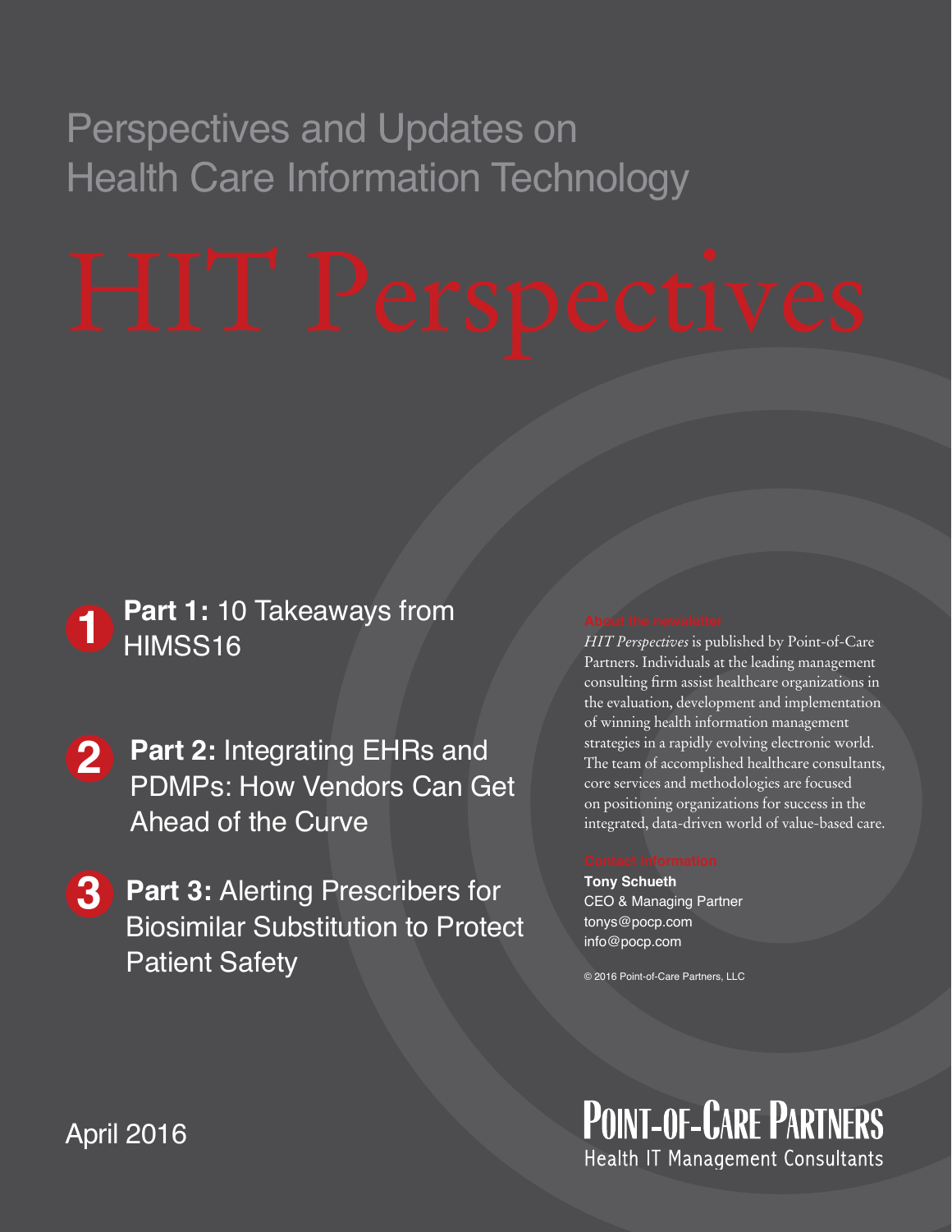Perspectives and Updates on Health Care Information Technology

# HIT Perspectives

**1** **Part 1:** 10 Takeaways from HIMSS16

**2** **Part 2:** Integrating EHRs and PDMPs: How Vendors Can Get Ahead of the Curve

**3** **Part 3:** Alerting Prescribers for Biosimilar Substitution to Protect Patient Safety

About the newsletter

*HIT Perspectives* is published by Point-of-Care Partners. Individuals at the leading management consulting firm assist healthcare organizations in the evaluation, development and implementation of winning health information management strategies in a rapidly evolving electronic world. The team of accomplished healthcare consultants, core services and methodologies are focused on positioning organizations for success in the integrated, data-driven world of value-based care.

Contact information

**Tony Schueth**
CEO & Managing Partner
tonys@pocp.com
info@pocp.com

© 2016 Point-of-Care Partners, LLC

April 2016

Point-of-Care Partners
Health IT Management Consultants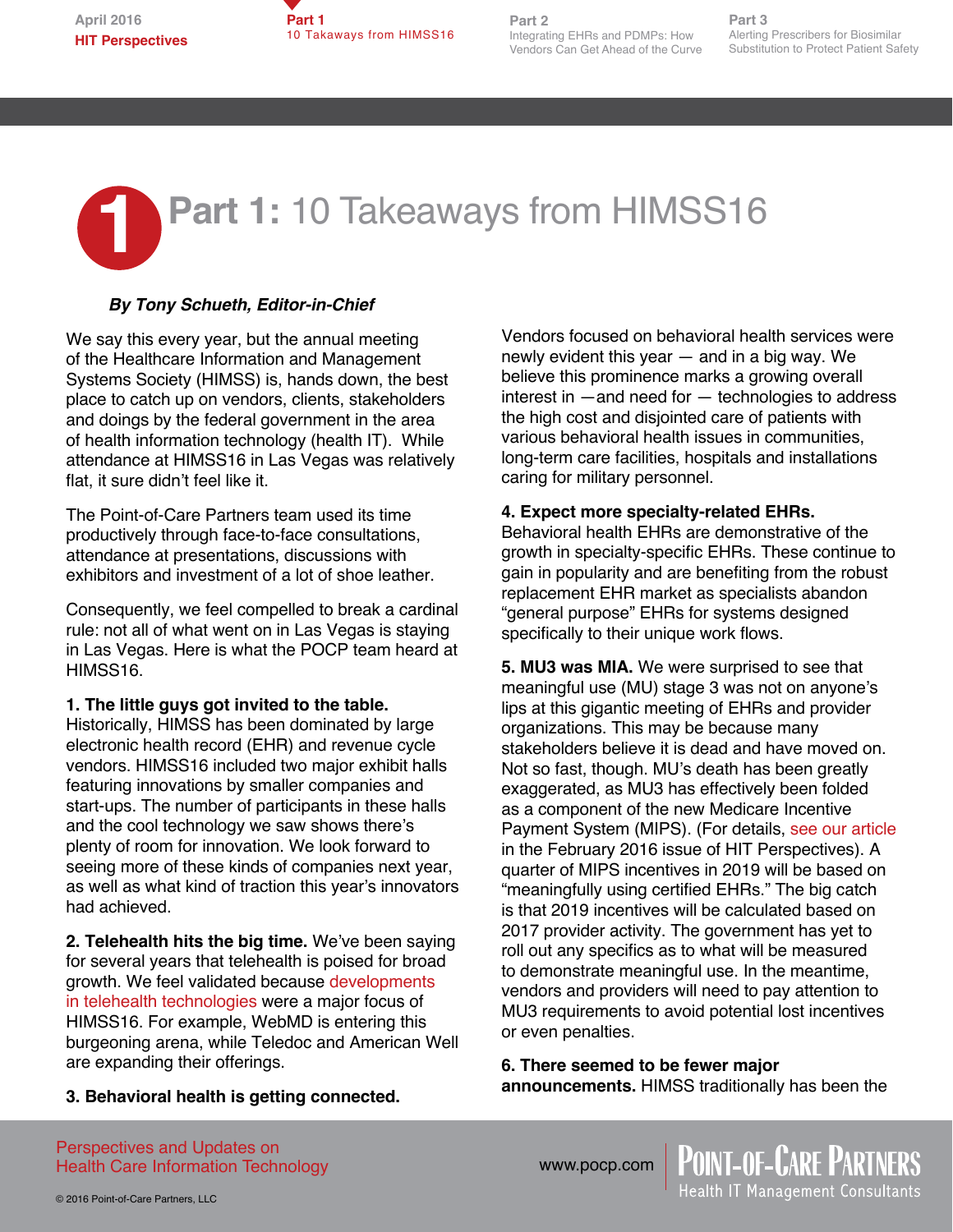# Part 1: 10 Takeaways from HIMSS16

***By Tony Schueth, Editor-in-Chief***

We say this every year, but the annual meeting of the Healthcare Information and Management Systems Society (HIMSS) is, hands down, the best place to catch up on vendors, clients, stakeholders and doings by the federal government in the area of health information technology (health IT). While attendance at HIMSS16 in Las Vegas was relatively flat, it sure didn't feel like it.

The Point-of-Care Partners team used its time productively through face-to-face consultations, attendance at presentations, discussions with exhibitors and investment of a lot of shoe leather.

Consequently, we feel compelled to break a cardinal rule: not all of what went on in Las Vegas is staying in Las Vegas. Here is what the POCP team heard at HIMSS16.

**1. The little guys got invited to the table.** Historically, HIMSS has been dominated by large electronic health record (EHR) and revenue cycle vendors. HIMSS16 included two major exhibit halls featuring innovations by smaller companies and start-ups. The number of participants in these halls and the cool technology we saw shows there's plenty of room for innovation. We look forward to seeing more of these kinds of companies next year, as well as what kind of traction this year's innovators had achieved.

**2. Telehealth hits the big time.** We've been saying for several years that telehealth is poised for broad growth. We feel validated because developments in telehealth technologies were a major focus of HIMSS16. For example, WebMD is entering this burgeoning arena, while Teledoc and American Well are expanding their offerings.

**3. Behavioral health is getting connected.** Vendors focused on behavioral health services were newly evident this year — and in a big way. We believe this prominence marks a growing overall interest in —and need for — technologies to address the high cost and disjointed care of patients with various behavioral health issues in communities, long-term care facilities, hospitals and installations caring for military personnel.

**4. Expect more specialty-related EHRs.** Behavioral health EHRs are demonstrative of the growth in specialty-specific EHRs. These continue to gain in popularity and are benefiting from the robust replacement EHR market as specialists abandon "general purpose" EHRs for systems designed specifically to their unique work flows.

**5. MU3 was MIA.** We were surprised to see that meaningful use (MU) stage 3 was not on anyone's lips at this gigantic meeting of EHRs and provider organizations. This may be because many stakeholders believe it is dead and have moved on. Not so fast, though. MU's death has been greatly exaggerated, as MU3 has effectively been folded as a component of the new Medicare Incentive Payment System (MIPS). (For details, see our article in the February 2016 issue of HIT Perspectives). A quarter of MIPS incentives in 2019 will be based on "meaningfully using certified EHRs." The big catch is that 2019 incentives will be calculated based on 2017 provider activity. The government has yet to roll out any specifics as to what will be measured to demonstrate meaningful use. In the meantime, vendors and providers will need to pay attention to MU3 requirements to avoid potential lost incentives or even penalties.

**6. There seemed to be fewer major announcements.** HIMSS traditionally has been the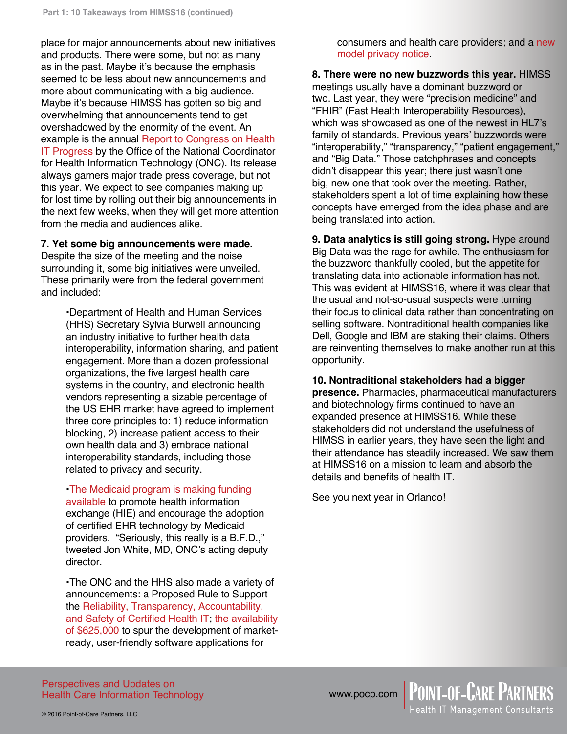place for major announcements about new initiatives and products. There were some, but not as many as in the past. Maybe it's because the emphasis seemed to be less about new announcements and more about communicating with a big audience. Maybe it's because HIMSS has gotten so big and overwhelming that announcements tend to get overshadowed by the enormity of the event. An example is the annual Report to Congress on Health IT Progress by the Office of the National Coordinator for Health Information Technology (ONC). Its release always garners major trade press coverage, but not this year. We expect to see companies making up for lost time by rolling out their big announcements in the next few weeks, when they will get more attention from the media and audiences alike.

**7. Yet some big announcements were made.** Despite the size of the meeting and the noise surrounding it, some big initiatives were unveiled. These primarily were from the federal government and included:

- Department of Health and Human Services (HHS) Secretary Sylvia Burwell announcing an industry initiative to further health data interoperability, information sharing, and patient engagement. More than a dozen professional organizations, the five largest health care systems in the country, and electronic health vendors representing a sizable percentage of the US EHR market have agreed to implement three core principles to: 1) reduce information blocking, 2) increase patient access to their own health data and 3) embrace national interoperability standards, including those related to privacy and security.

- The Medicaid program is making funding available to promote health information exchange (HIE) and encourage the adoption of certified EHR technology by Medicaid providers. "Seriously, this really is a B.F.D.," tweeted Jon White, MD, ONC's acting deputy director.

- The ONC and the HHS also made a variety of announcements: a Proposed Rule to Support the Reliability, Transparency, Accountability, and Safety of Certified Health IT; the availability of $625,000 to spur the development of market-ready, user-friendly software applications for consumers and health care providers; and a new model privacy notice.

**8. There were no new buzzwords this year.** HIMSS meetings usually have a dominant buzzword or two. Last year, they were "precision medicine" and "FHIR" (Fast Health Interoperability Resources), which was showcased as one of the newest in HL7's family of standards. Previous years' buzzwords were "interoperability," "transparency," "patient engagement," and "Big Data." Those catchphrases and concepts didn't disappear this year; there just wasn't one big, new one that took over the meeting. Rather, stakeholders spent a lot of time explaining how these concepts have emerged from the idea phase and are being translated into action.

**9. Data analytics is still going strong.** Hype around Big Data was the rage for awhile. The enthusiasm for the buzzword thankfully cooled, but the appetite for translating data into actionable information has not. This was evident at HIMSS16, where it was clear that the usual and not-so-usual suspects were turning their focus to clinical data rather than concentrating on selling software. Nontraditional health companies like Dell, Google and IBM are staking their claims. Others are reinventing themselves to make another run at this opportunity.

**10. Nontraditional stakeholders had a bigger presence.** Pharmacies, pharmaceutical manufacturers and biotechnology firms continued to have an expanded presence at HIMSS16. While these stakeholders did not understand the usefulness of HIMSS in earlier years, they have seen the light and their attendance has steadily increased. We saw them at HIMSS16 on a mission to learn and absorb the details and benefits of health IT.

See you next year in Orlando!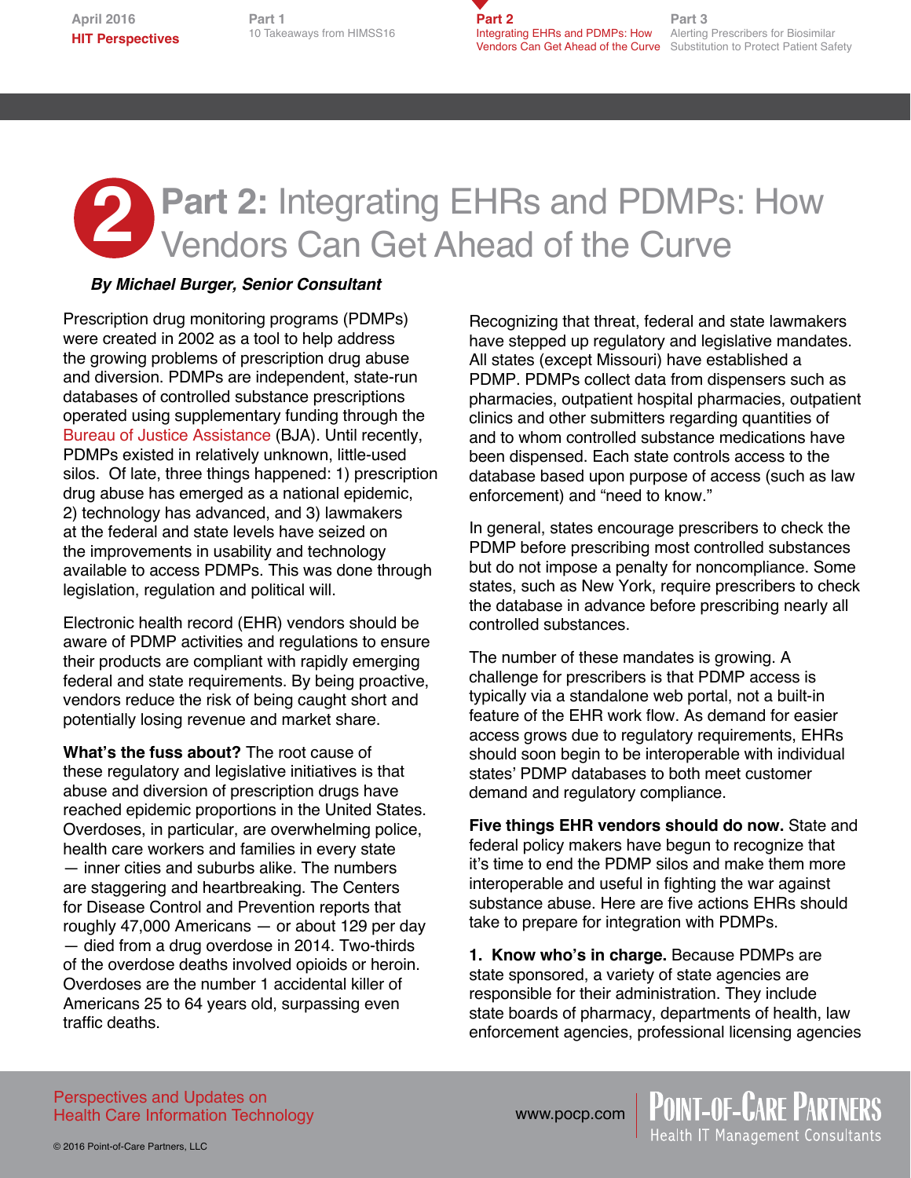# Part 2: Integrating EHRs and PDMPs: How Vendors Can Get Ahead of the Curve

***By Michael Burger, Senior Consultant***

Prescription drug monitoring programs (PDMPs) were created in 2002 as a tool to help address the growing problems of prescription drug abuse and diversion. PDMPs are independent, state-run databases of controlled substance prescriptions operated using supplementary funding through the Bureau of Justice Assistance (BJA). Until recently, PDMPs existed in relatively unknown, little-used silos. Of late, three things happened: 1) prescription drug abuse has emerged as a national epidemic, 2) technology has advanced, and 3) lawmakers at the federal and state levels have seized on the improvements in usability and technology available to access PDMPs. This was done through legislation, regulation and political will.

Electronic health record (EHR) vendors should be aware of PDMP activities and regulations to ensure their products are compliant with rapidly emerging federal and state requirements. By being proactive, vendors reduce the risk of being caught short and potentially losing revenue and market share.

**What's the fuss about?** The root cause of these regulatory and legislative initiatives is that abuse and diversion of prescription drugs have reached epidemic proportions in the United States. Overdoses, in particular, are overwhelming police, health care workers and families in every state — inner cities and suburbs alike. The numbers are staggering and heartbreaking. The Centers for Disease Control and Prevention reports that roughly 47,000 Americans — or about 129 per day — died from a drug overdose in 2014. Two-thirds of the overdose deaths involved opioids or heroin. Overdoses are the number 1 accidental killer of Americans 25 to 64 years old, surpassing even traffic deaths.

Recognizing that threat, federal and state lawmakers have stepped up regulatory and legislative mandates. All states (except Missouri) have established a PDMP. PDMPs collect data from dispensers such as pharmacies, outpatient hospital pharmacies, outpatient clinics and other submitters regarding quantities of and to whom controlled substance medications have been dispensed. Each state controls access to the database based upon purpose of access (such as law enforcement) and "need to know."

In general, states encourage prescribers to check the PDMP before prescribing most controlled substances but do not impose a penalty for noncompliance. Some states, such as New York, require prescribers to check the database in advance before prescribing nearly all controlled substances.

The number of these mandates is growing. A challenge for prescribers is that PDMP access is typically via a standalone web portal, not a built-in feature of the EHR work flow. As demand for easier access grows due to regulatory requirements, EHRs should soon begin to be interoperable with individual states' PDMP databases to both meet customer demand and regulatory compliance.

**Five things EHR vendors should do now.** State and federal policy makers have begun to recognize that it's time to end the PDMP silos and make them more interoperable and useful in fighting the war against substance abuse. Here are five actions EHRs should take to prepare for integration with PDMPs.

**1. Know who's in charge.** Because PDMPs are state sponsored, a variety of state agencies are responsible for their administration. They include state boards of pharmacy, departments of health, law enforcement agencies, professional licensing agencies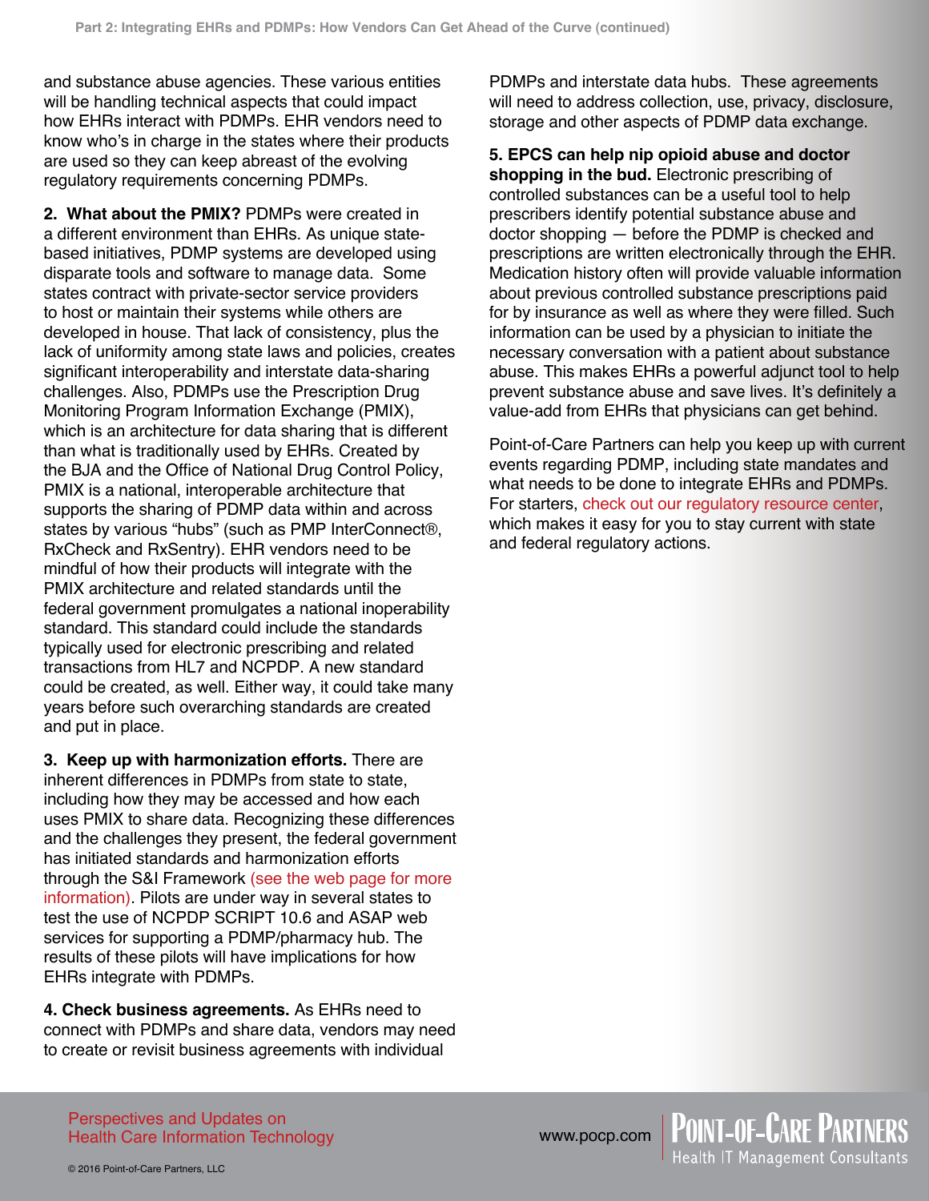and substance abuse agencies. These various entities will be handling technical aspects that could impact how EHRs interact with PDMPs. EHR vendors need to know who's in charge in the states where their products are used so they can keep abreast of the evolving regulatory requirements concerning PDMPs.

**2. What about the PMIX?** PDMPs were created in a different environment than EHRs. As unique state-based initiatives, PDMP systems are developed using disparate tools and software to manage data. Some states contract with private-sector service providers to host or maintain their systems while others are developed in house. That lack of consistency, plus the lack of uniformity among state laws and policies, creates significant interoperability and interstate data-sharing challenges. Also, PDMPs use the Prescription Drug Monitoring Program Information Exchange (PMIX), which is an architecture for data sharing that is different than what is traditionally used by EHRs. Created by the BJA and the Office of National Drug Control Policy, PMIX is a national, interoperable architecture that supports the sharing of PDMP data within and across states by various "hubs" (such as PMP InterConnect®, RxCheck and RxSentry). EHR vendors need to be mindful of how their products will integrate with the PMIX architecture and related standards until the federal government promulgates a national inoperability standard. This standard could include the standards typically used for electronic prescribing and related transactions from HL7 and NCPDP. A new standard could be created, as well. Either way, it could take many years before such overarching standards are created and put in place.

**3. Keep up with harmonization efforts.** There are inherent differences in PDMPs from state to state, including how they may be accessed and how each uses PMIX to share data. Recognizing these differences and the challenges they present, the federal government has initiated standards and harmonization efforts through the S&I Framework (see the web page for more information). Pilots are under way in several states to test the use of NCPDP SCRIPT 10.6 and ASAP web services for supporting a PDMP/pharmacy hub. The results of these pilots will have implications for how EHRs integrate with PDMPs.

**4. Check business agreements.** As EHRs need to connect with PDMPs and share data, vendors may need to create or revisit business agreements with individual PDMPs and interstate data hubs. These agreements will need to address collection, use, privacy, disclosure, storage and other aspects of PDMP data exchange.

**5. EPCS can help nip opioid abuse and doctor shopping in the bud.** Electronic prescribing of controlled substances can be a useful tool to help prescribers identify potential substance abuse and doctor shopping — before the PDMP is checked and prescriptions are written electronically through the EHR. Medication history often will provide valuable information about previous controlled substance prescriptions paid for by insurance as well as where they were filled. Such information can be used by a physician to initiate the necessary conversation with a patient about substance abuse. This makes EHRs a powerful adjunct tool to help prevent substance abuse and save lives. It's definitely a value-add from EHRs that physicians can get behind.

Point-of-Care Partners can help you keep up with current events regarding PDMP, including state mandates and what needs to be done to integrate EHRs and PDMPs. For starters, check out our regulatory resource center, which makes it easy for you to stay current with state and federal regulatory actions.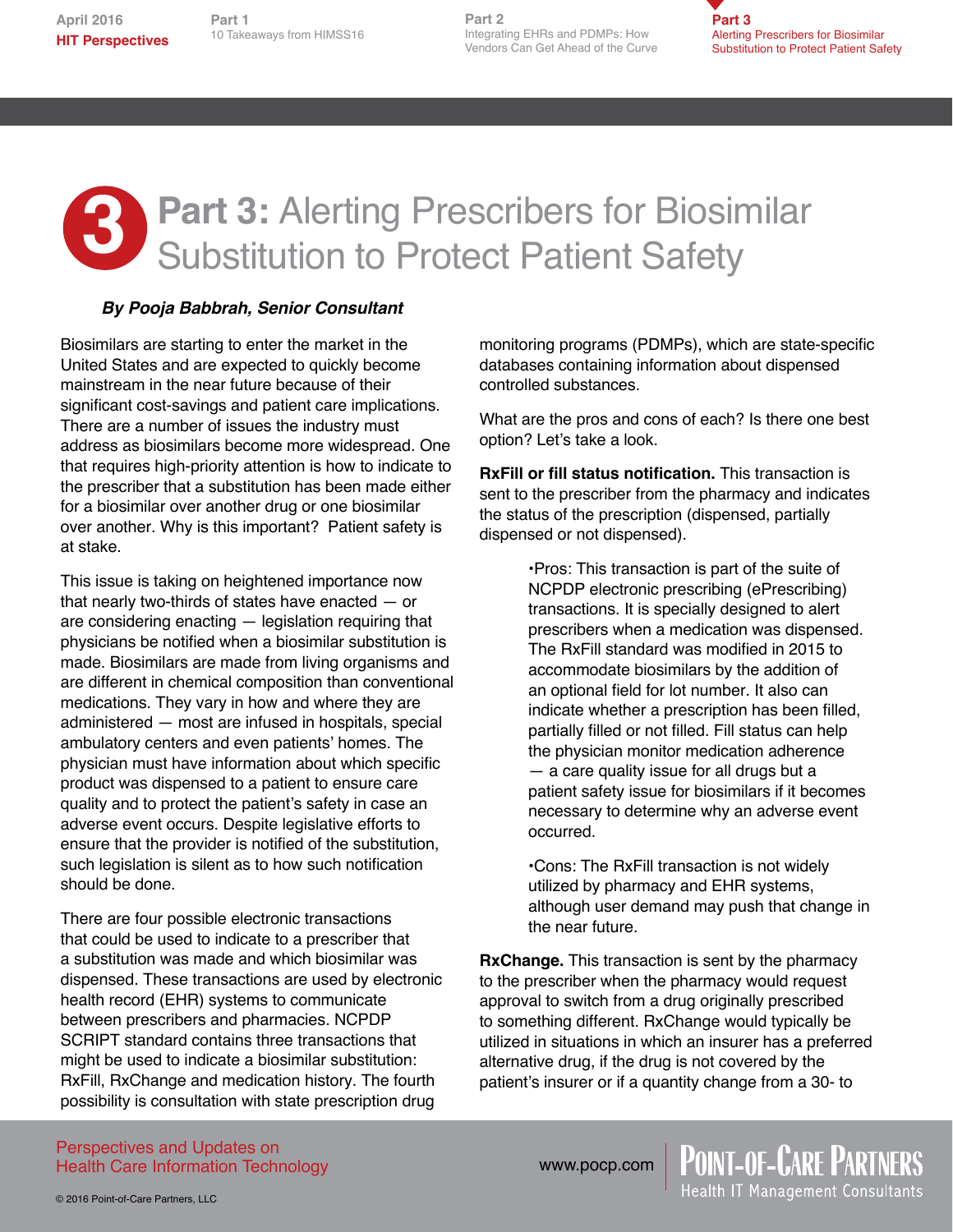# Part 3: Alerting Prescribers for Biosimilar Substitution to Protect Patient Safety

***By Pooja Babbrah, Senior Consultant***

Biosimilars are starting to enter the market in the United States and are expected to quickly become mainstream in the near future because of their significant cost-savings and patient care implications. There are a number of issues the industry must address as biosimilars become more widespread. One that requires high-priority attention is how to indicate to the prescriber that a substitution has been made either for a biosimilar over another drug or one biosimilar over another. Why is this important? Patient safety is at stake.

This issue is taking on heightened importance now that nearly two-thirds of states have enacted — or are considering enacting — legislation requiring that physicians be notified when a biosimilar substitution is made. Biosimilars are made from living organisms and are different in chemical composition than conventional medications. They vary in how and where they are administered — most are infused in hospitals, special ambulatory centers and even patients' homes. The physician must have information about which specific product was dispensed to a patient to ensure care quality and to protect the patient's safety in case an adverse event occurs. Despite legislative efforts to ensure that the provider is notified of the substitution, such legislation is silent as to how such notification should be done.

There are four possible electronic transactions that could be used to indicate to a prescriber that a substitution was made and which biosimilar was dispensed. These transactions are used by electronic health record (EHR) systems to communicate between prescribers and pharmacies. NCPDP SCRIPT standard contains three transactions that might be used to indicate a biosimilar substitution: RxFill, RxChange and medication history. The fourth possibility is consultation with state prescription drug monitoring programs (PDMPs), which are state-specific databases containing information about dispensed controlled substances.

What are the pros and cons of each? Is there one best option? Let's take a look.

**RxFill or fill status notification.** This transaction is sent to the prescriber from the pharmacy and indicates the status of the prescription (dispensed, partially dispensed or not dispensed).

- Pros: This transaction is part of the suite of NCPDP electronic prescribing (ePrescribing) transactions. It is specially designed to alert prescribers when a medication was dispensed. The RxFill standard was modified in 2015 to accommodate biosimilars by the addition of an optional field for lot number. It also can indicate whether a prescription has been filled, partially filled or not filled. Fill status can help the physician monitor medication adherence — a care quality issue for all drugs but a patient safety issue for biosimilars if it becomes necessary to determine why an adverse event occurred.

- Cons: The RxFill transaction is not widely utilized by pharmacy and EHR systems, although user demand may push that change in the near future.

**RxChange.** This transaction is sent by the pharmacy to the prescriber when the pharmacy would request approval to switch from a drug originally prescribed to something different. RxChange would typically be utilized in situations in which an insurer has a preferred alternative drug, if the drug is not covered by the patient's insurer or if a quantity change from a 30- to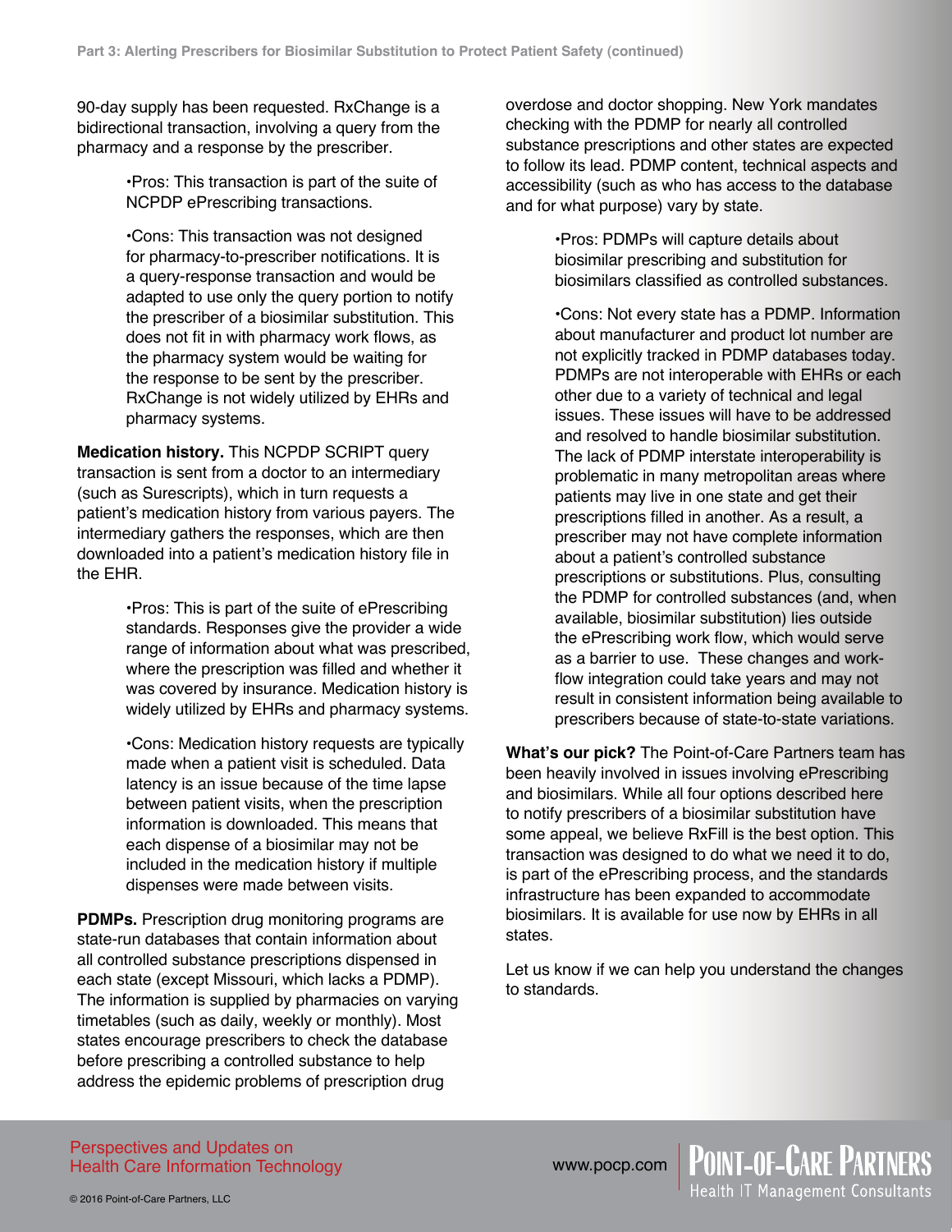90-day supply has been requested. RxChange is a bidirectional transaction, involving a query from the pharmacy and a response by the prescriber.

•Pros: This transaction is part of the suite of NCPDP ePrescribing transactions.

•Cons: This transaction was not designed for pharmacy-to-prescriber notifications. It is a query-response transaction and would be adapted to use only the query portion to notify the prescriber of a biosimilar substitution. This does not fit in with pharmacy work flows, as the pharmacy system would be waiting for the response to be sent by the prescriber. RxChange is not widely utilized by EHRs and pharmacy systems.

**Medication history.** This NCPDP SCRIPT query transaction is sent from a doctor to an intermediary (such as Surescripts), which in turn requests a patient's medication history from various payers. The intermediary gathers the responses, which are then downloaded into a patient's medication history file in the EHR.

•Pros: This is part of the suite of ePrescribing standards. Responses give the provider a wide range of information about what was prescribed, where the prescription was filled and whether it was covered by insurance. Medication history is widely utilized by EHRs and pharmacy systems.

•Cons: Medication history requests are typically made when a patient visit is scheduled. Data latency is an issue because of the time lapse between patient visits, when the prescription information is downloaded. This means that each dispense of a biosimilar may not be included in the medication history if multiple dispenses were made between visits.

**PDMPs.** Prescription drug monitoring programs are state-run databases that contain information about all controlled substance prescriptions dispensed in each state (except Missouri, which lacks a PDMP). The information is supplied by pharmacies on varying timetables (such as daily, weekly or monthly). Most states encourage prescribers to check the database before prescribing a controlled substance to help address the epidemic problems of prescription drug overdose and doctor shopping. New York mandates checking with the PDMP for nearly all controlled substance prescriptions and other states are expected to follow its lead. PDMP content, technical aspects and accessibility (such as who has access to the database and for what purpose) vary by state.

•Pros: PDMPs will capture details about biosimilar prescribing and substitution for biosimilars classified as controlled substances.

•Cons: Not every state has a PDMP. Information about manufacturer and product lot number are not explicitly tracked in PDMP databases today. PDMPs are not interoperable with EHRs or each other due to a variety of technical and legal issues. These issues will have to be addressed and resolved to handle biosimilar substitution. The lack of PDMP interstate interoperability is problematic in many metropolitan areas where patients may live in one state and get their prescriptions filled in another. As a result, a prescriber may not have complete information about a patient's controlled substance prescriptions or substitutions. Plus, consulting the PDMP for controlled substances (and, when available, biosimilar substitution) lies outside the ePrescribing work flow, which would serve as a barrier to use. These changes and work-flow integration could take years and may not result in consistent information being available to prescribers because of state-to-state variations.

**What's our pick?** The Point-of-Care Partners team has been heavily involved in issues involving ePrescribing and biosimilars. While all four options described here to notify prescribers of a biosimilar substitution have some appeal, we believe RxFill is the best option. This transaction was designed to do what we need it to do, is part of the ePrescribing process, and the standards infrastructure has been expanded to accommodate biosimilars. It is available for use now by EHRs in all states.

Let us know if we can help you understand the changes to standards.